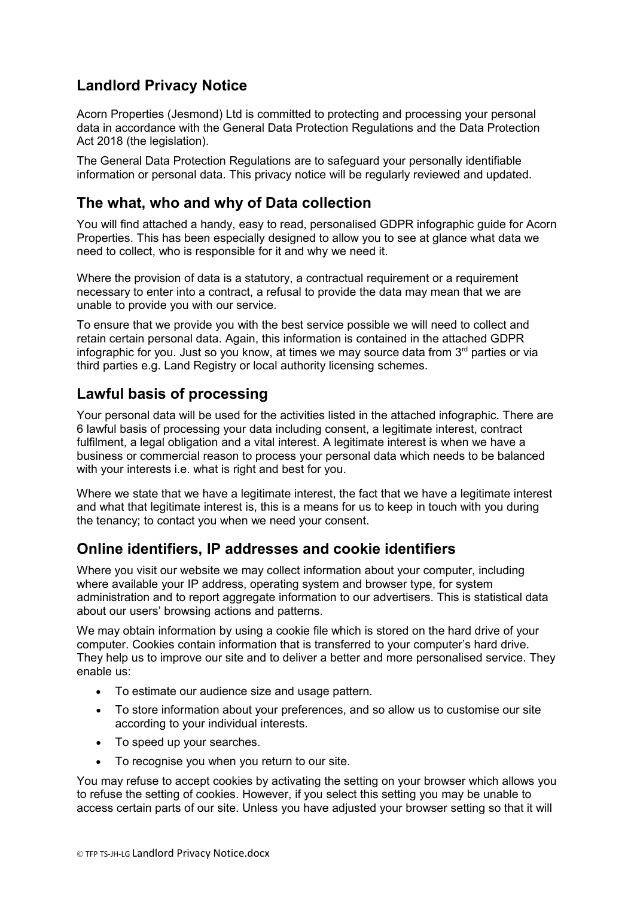## Landlord Privacy Notice

Acorn Properties (Jesmond) Ltd is committed to protecting and processing your personal data in accordance with the General Data Protection Regulations and the Data Protection Act 2018 (the legislation).

The General Data Protection Regulations are to safeguard your personally identifiable information or personal data. This privacy notice will be regularly reviewed and updated.

## The what, who and why of Data collection

You will find attached a handy, easy to read, personalised GDPR infographic guide for Acorn Properties. This has been especially designed to allow you to see at glance what data we need to collect, who is responsible for it and why we need it.

Where the provision of data is a statutory, a contractual requirement or a requirement necessary to enter into a contract, a refusal to provide the data may mean that we are unable to provide you with our service.

To ensure that we provide you with the best service possible we will need to collect and retain certain personal data. Again, this information is contained in the attached GDPR infographic for you. Just so you know, at times we may source data from 3rd parties or via third parties e.g. Land Registry or local authority licensing schemes.

## Lawful basis of processing

Your personal data will be used for the activities listed in the attached infographic. There are 6 lawful basis of processing your data including consent, a legitimate interest, contract fulfilment, a legal obligation and a vital interest. A legitimate interest is when we have a business or commercial reason to process your personal data which needs to be balanced with your interests i.e. what is right and best for you.

Where we state that we have a legitimate interest, the fact that we have a legitimate interest and what that legitimate interest is, this is a means for us to keep in touch with you during the tenancy; to contact you when we need your consent.

## Online identifiers, IP addresses and cookie identifiers

Where you visit our website we may collect information about your computer, including where available your IP address, operating system and browser type, for system administration and to report aggregate information to our advertisers. This is statistical data about our users' browsing actions and patterns.

We may obtain information by using a cookie file which is stored on the hard drive of your computer. Cookies contain information that is transferred to your computer's hard drive. They help us to improve our site and to deliver a better and more personalised service. They enable us:

- To estimate our audience size and usage pattern.
- To store information about your preferences, and so allow us to customise our site according to your individual interests.
- To speed up your searches.
- To recognise you when you return to our site.

You may refuse to accept cookies by activating the setting on your browser which allows you to refuse the setting of cookies. However, if you select this setting you may be unable to access certain parts of our site. Unless you have adjusted your browser setting so that it will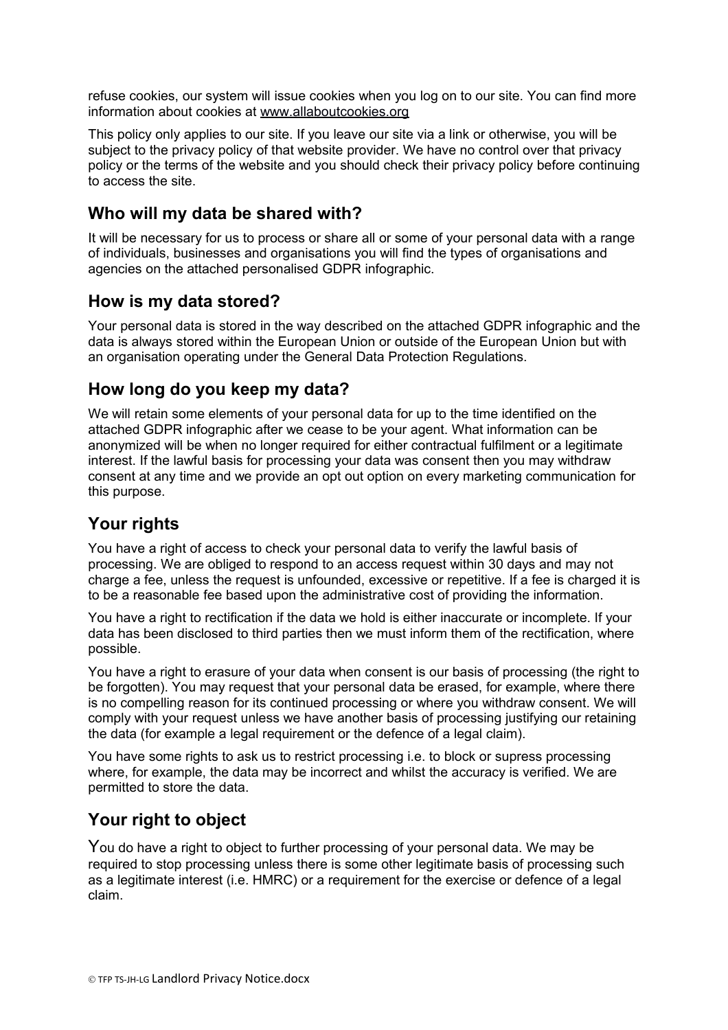refuse cookies, our system will issue cookies when you log on to our site. You can find more information about cookies at www.allaboutcookies.org

This policy only applies to our site. If you leave our site via a link or otherwise, you will be subject to the privacy policy of that website provider. We have no control over that privacy policy or the terms of the website and you should check their privacy policy before continuing to access the site.

## Who will my data be shared with?

It will be necessary for us to process or share all or some of your personal data with a range of individuals, businesses and organisations you will find the types of organisations and agencies on the attached personalised GDPR infographic.

## How is my data stored?

Your personal data is stored in the way described on the attached GDPR infographic and the data is always stored within the European Union or outside of the European Union but with an organisation operating under the General Data Protection Regulations.

## How long do you keep my data?

We will retain some elements of your personal data for up to the time identified on the attached GDPR infographic after we cease to be your agent. What information can be anonymized will be when no longer required for either contractual fulfilment or a legitimate interest. If the lawful basis for processing your data was consent then you may withdraw consent at any time and we provide an opt out option on every marketing communication for this purpose.

## Your rights

You have a right of access to check your personal data to verify the lawful basis of processing. We are obliged to respond to an access request within 30 days and may not charge a fee, unless the request is unfounded, excessive or repetitive. If a fee is charged it is to be a reasonable fee based upon the administrative cost of providing the information.

You have a right to rectification if the data we hold is either inaccurate or incomplete. If your data has been disclosed to third parties then we must inform them of the rectification, where possible.

You have a right to erasure of your data when consent is our basis of processing (the right to be forgotten). You may request that your personal data be erased, for example, where there is no compelling reason for its continued processing or where you withdraw consent. We will comply with your request unless we have another basis of processing justifying our retaining the data (for example a legal requirement or the defence of a legal claim).

You have some rights to ask us to restrict processing i.e. to block or supress processing where, for example, the data may be incorrect and whilst the accuracy is verified. We are permitted to store the data.

## Your right to object

You do have a right to object to further processing of your personal data. We may be required to stop processing unless there is some other legitimate basis of processing such as a legitimate interest (i.e. HMRC) or a requirement for the exercise or defence of a legal claim.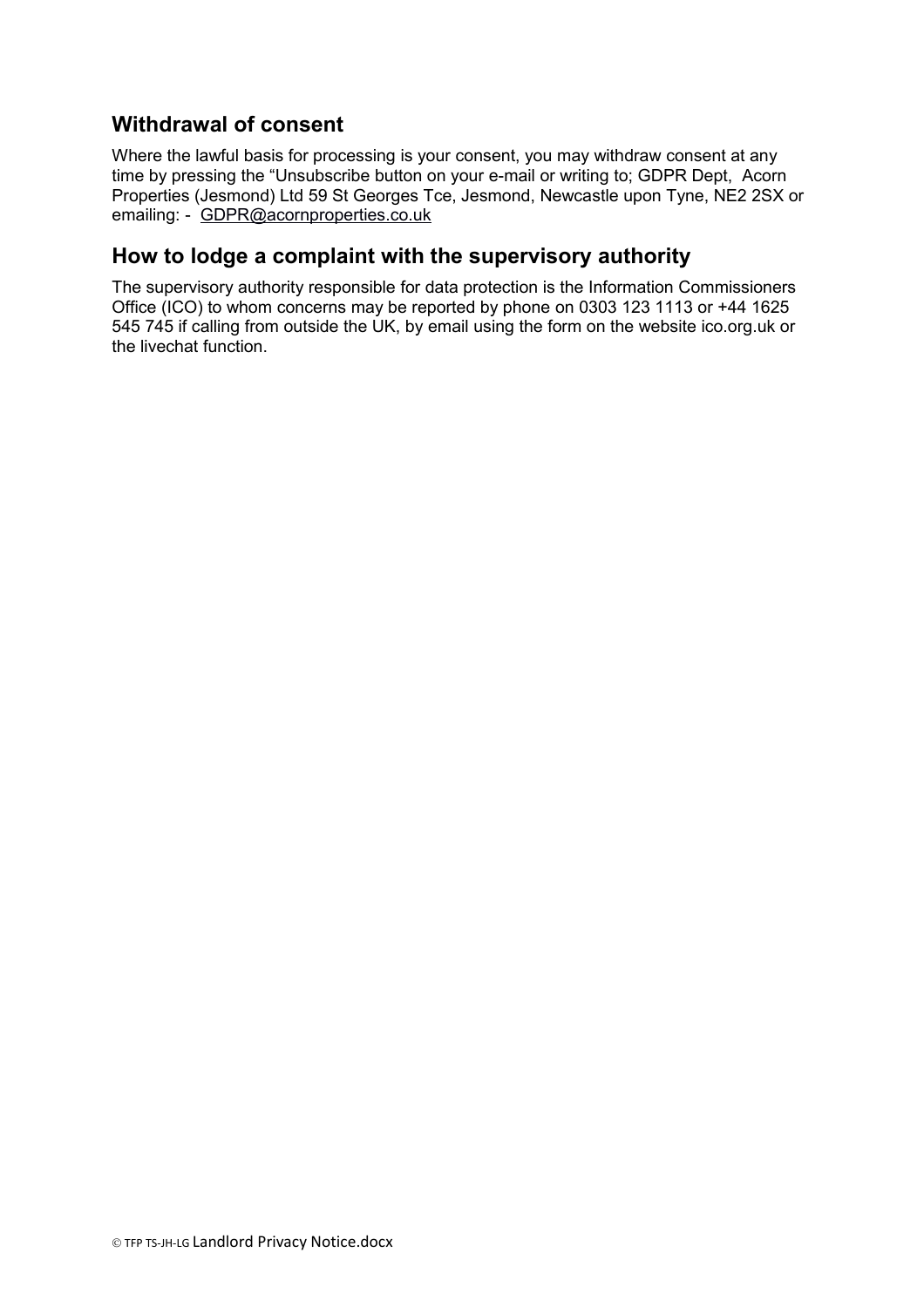## Withdrawal of consent

Where the lawful basis for processing is your consent, you may withdraw consent at any time by pressing the “Unsubscribe button on your e-mail or writing to; GDPR Dept, Acorn Properties (Jesmond) Ltd 59 St Georges Tce, Jesmond, Newcastle upon Tyne, NE2 2SX or emailing: - GDPR@acornproperties.co.uk

## How to lodge a complaint with the supervisory authority

The supervisory authority responsible for data protection is the Information Commissioners Office (ICO) to whom concerns may be reported by phone on 0303 123 1113 or +44 1625 545 745 if calling from outside the UK, by email using the form on the website ico.org.uk or the livechat function.